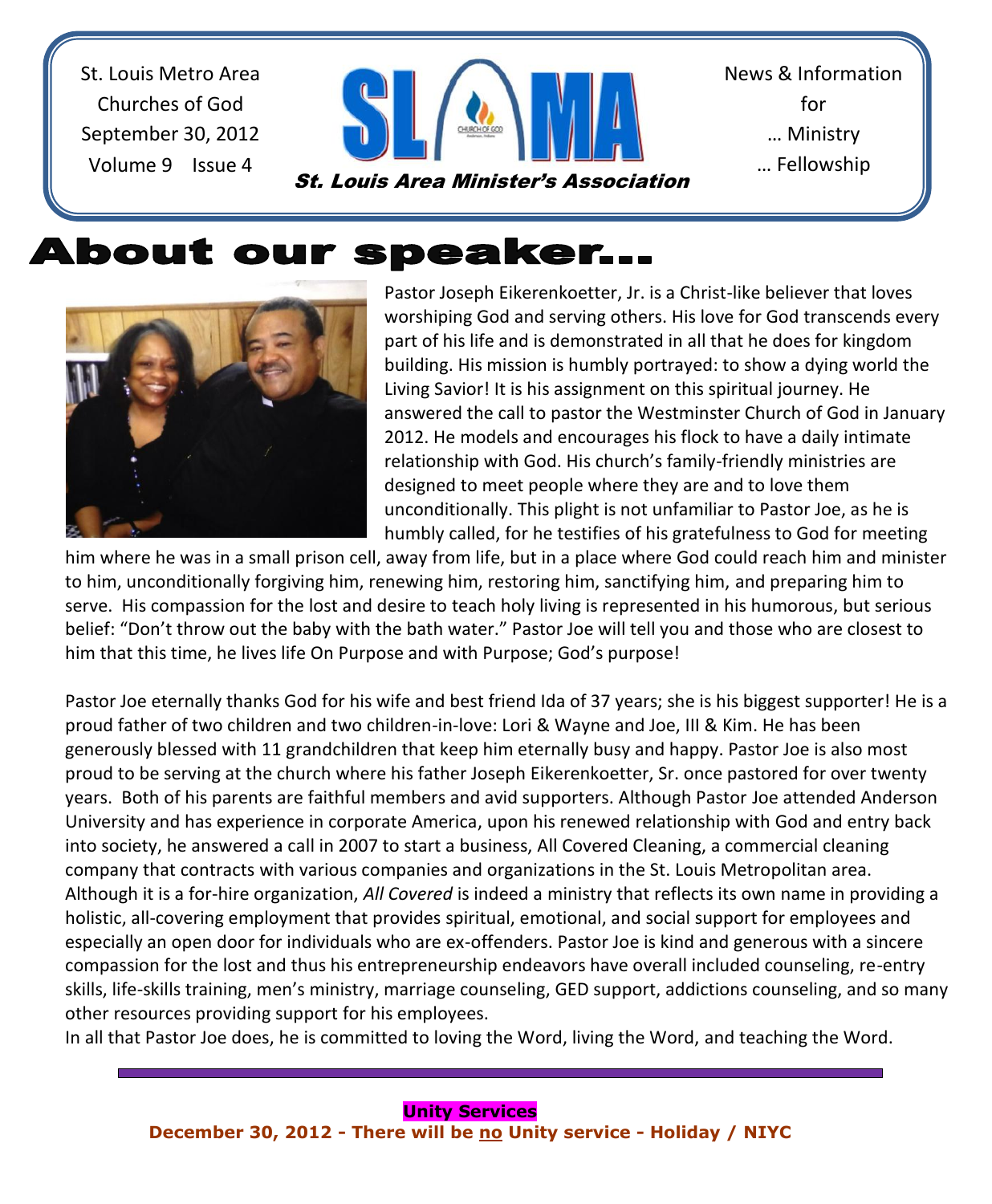St. Louis Metro Area Churches of God
September 30, 2012
Volume 9 Issue 4

**SLAMA**
*St. Louis Area Minister's Association*

News & Information for
… Ministry
… Fellowship

# About our speaker…

Pastor Joseph Eikerenkoetter, Jr. is a Christ-like believer that loves worshiping God and serving others. His love for God transcends every part of his life and is demonstrated in all that he does for kingdom building. His mission is humbly portrayed: to show a dying world the Living Savior! It is his assignment on this spiritual journey. He answered the call to pastor the Westminster Church of God in January 2012. He models and encourages his flock to have a daily intimate relationship with God. His church's family-friendly ministries are designed to meet people where they are and to love them unconditionally. This plight is not unfamiliar to Pastor Joe, as he is humbly called, for he testifies of his gratefulness to God for meeting him where he was in a small prison cell, away from life, but in a place where God could reach him and minister to him, unconditionally forgiving him, renewing him, restoring him, sanctifying him, and preparing him to serve. His compassion for the lost and desire to teach holy living is represented in his humorous, but serious belief: "Don't throw out the baby with the bath water." Pastor Joe will tell you and those who are closest to him that this time, he lives life On Purpose and with Purpose; God's purpose!

Pastor Joe eternally thanks God for his wife and best friend Ida of 37 years; she is his biggest supporter! He is a proud father of two children and two children-in-love: Lori & Wayne and Joe, III & Kim. He has been generously blessed with 11 grandchildren that keep him eternally busy and happy. Pastor Joe is also most proud to be serving at the church where his father Joseph Eikerenkoetter, Sr. once pastored for over twenty years. Both of his parents are faithful members and avid supporters. Although Pastor Joe attended Anderson University and has experience in corporate America, upon his renewed relationship with God and entry back into society, he answered a call in 2007 to start a business, All Covered Cleaning, a commercial cleaning company that contracts with various companies and organizations in the St. Louis Metropolitan area. Although it is a for-hire organization, *All Covered* is indeed a ministry that reflects its own name in providing a holistic, all-covering employment that provides spiritual, emotional, and social support for employees and especially an open door for individuals who are ex-offenders. Pastor Joe is kind and generous with a sincere compassion for the lost and thus his entrepreneurship endeavors have overall included counseling, re-entry skills, life-skills training, men's ministry, marriage counseling, GED support, addictions counseling, and so many other resources providing support for his employees.

In all that Pastor Joe does, he is committed to loving the Word, living the Word, and teaching the Word.

---

**Unity Services**

**December 30, 2012 - There will be no Unity service - Holiday / NIYC**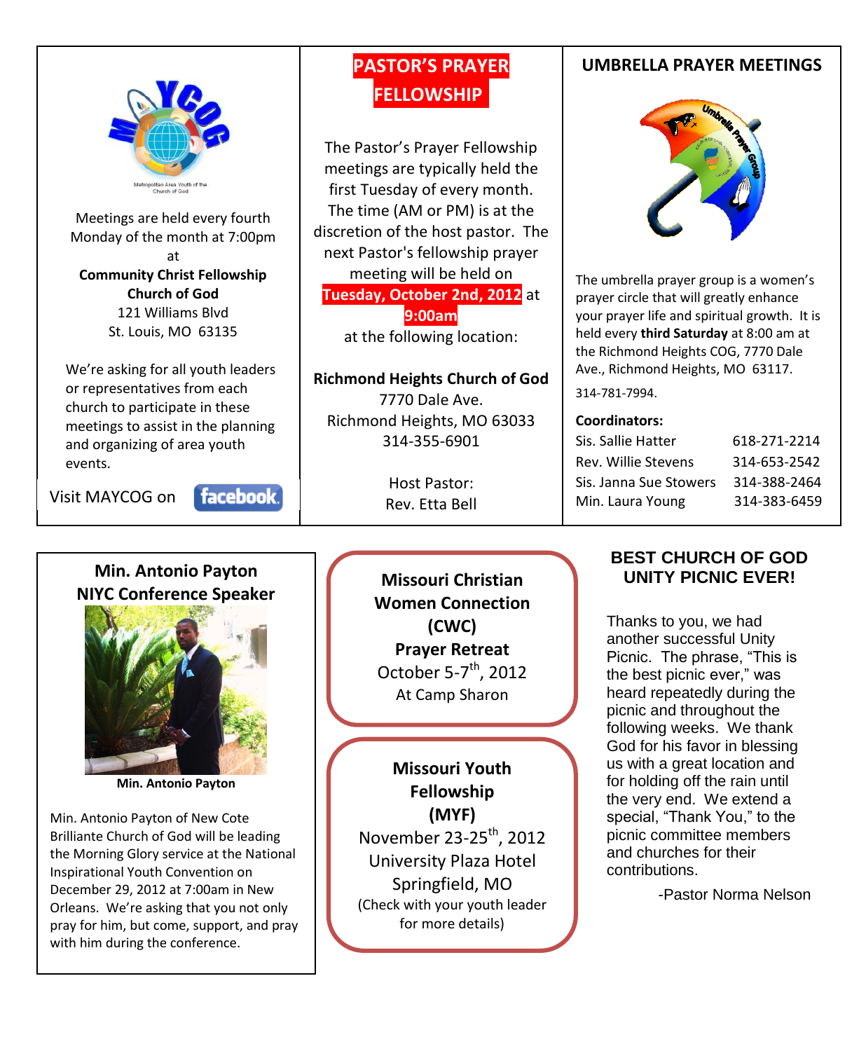Metropolitan Area Youth of the Church of God

Meetings are held every fourth Monday of the month at 7:00pm at

**Community Christ Fellowship Church of God**
121 Williams Blvd
St. Louis, MO 63135

We're asking for all youth leaders or representatives from each church to participate in these meetings to assist in the planning and organizing of area youth events.

Visit MAYCOG on facebook

## PASTOR'S PRAYER FELLOWSHIP

The Pastor's Prayer Fellowship meetings are typically held the first Tuesday of every month. The time (AM or PM) is at the discretion of the host pastor. The next Pastor's fellowship prayer meeting will be held on **Tuesday, October 2nd, 2012** at **9:00am** at the following location:

**Richmond Heights Church of God**
7770 Dale Ave.
Richmond Heights, MO 63033
314-355-6901

Host Pastor:
Rev. Etta Bell

## UMBRELLA PRAYER MEETINGS

The umbrella prayer group is a women's prayer circle that will greatly enhance your prayer life and spiritual growth. It is held every **third Saturday** at 8:00 am at the Richmond Heights COG, 7770 Dale Ave., Richmond Heights, MO 63117.
314-781-7994.

**Coordinators:**

| | |
|---|---|
| Sis. Sallie Hatter | 618-271-2214 |
| Rev. Willie Stevens | 314-653-2542 |
| Sis. Janna Sue Stowers | 314-388-2464 |
| Min. Laura Young | 314-383-6459 |

## Min. Antonio Payton NIYC Conference Speaker

**Min. Antonio Payton**

Min. Antonio Payton of New Cote Brilliante Church of God will be leading the Morning Glory service at the National Inspirational Youth Convention on December 29, 2012 at 7:00am in New Orleans. We're asking that you not only pray for him, but come, support, and pray with him during the conference.

**Missouri Christian Women Connection (CWC) Prayer Retreat**
October 5-7th, 2012
At Camp Sharon

**Missouri Youth Fellowship (MYF)**
November 23-25th, 2012
University Plaza Hotel
Springfield, MO
(Check with your youth leader for more details)

## BEST CHURCH OF GOD UNITY PICNIC EVER!

Thanks to you, we had another successful Unity Picnic. The phrase, "This is the best picnic ever," was heard repeatedly during the picnic and throughout the following weeks. We thank God for his favor in blessing us with a great location and for holding off the rain until the very end. We extend a special, "Thank You," to the picnic committee members and churches for their contributions.

-Pastor Norma Nelson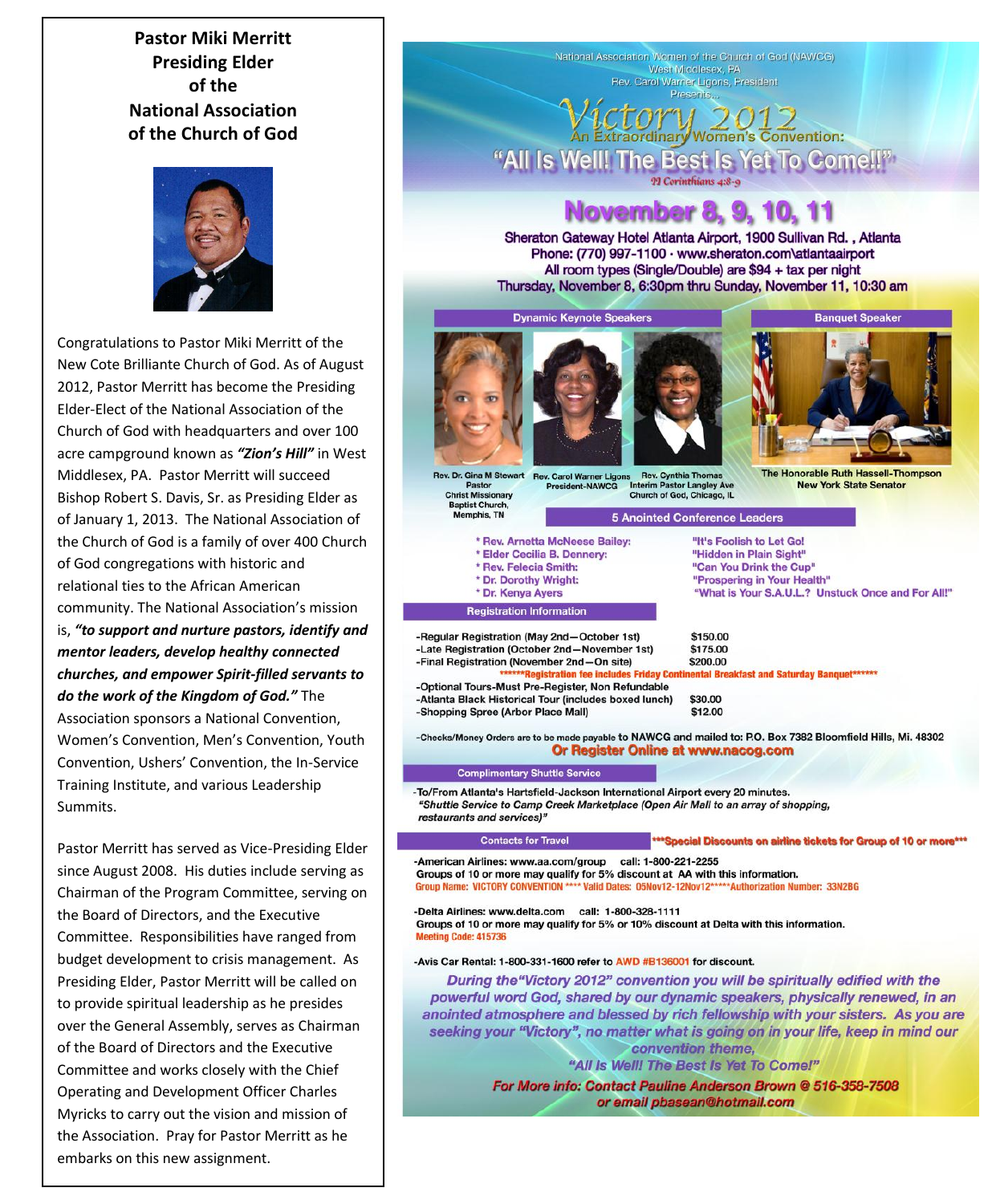## Pastor Miki Merritt Presiding Elder of the National Association of the Church of God

Congratulations to Pastor Miki Merritt of the New Cote Brilliante Church of God. As of August 2012, Pastor Merritt has become the Presiding Elder-Elect of the National Association of the Church of God with headquarters and over 100 acre campground known as ***"Zion's Hill"*** in West Middlesex, PA. Pastor Merritt will succeed Bishop Robert S. Davis, Sr. as Presiding Elder as of January 1, 2013. The National Association of the Church of God is a family of over 400 Church of God congregations with historic and relational ties to the African American community. The National Association's mission is, ***"to support and nurture pastors, identify and mentor leaders, develop healthy connected churches, and empower Spirit-filled servants to do the work of the Kingdom of God."*** The Association sponsors a National Convention, Women's Convention, Men's Convention, Youth Convention, Ushers' Convention, the In-Service Training Institute, and various Leadership Summits.

Pastor Merritt has served as Vice-Presiding Elder since August 2008. His duties include serving as Chairman of the Program Committee, serving on the Board of Directors, and the Executive Committee. Responsibilities have ranged from budget development to crisis management. As Presiding Elder, Pastor Merritt will be called on to provide spiritual leadership as he presides over the General Assembly, serves as Chairman of the Board of Directors and the Executive Committee and works closely with the Chief Operating and Development Officer Charles Myricks to carry out the vision and mission of the Association. Pray for Pastor Merritt as he embarks on this new assignment.

---

National Association Women of the Church of God (NAWCG)
West Middlesex, PA
Rev. Carol Warner Ligons, President
Presents...

# Victory 2012

## An Extraordinary Women's Convention: "All Is Well! The Best Is Yet To Come!!"

*II Corinthians 4:8-9*

## November 8, 9, 10, 11

Sheraton Gateway Hotel Atlanta Airport, 1900 Sullivan Rd. , Atlanta
Phone: (770) 997-1100 · www.sheraton.com\atlantaairport
All room types (Single/Double) are $94 + tax per night
Thursday, November 8, 6:30pm thru Sunday, November 11, 10:30 am

### Dynamic Keynote Speakers

- Rev. Dr. Gina M Stewart, Pastor, Christ Missionary Baptist Church, Memphis, TN
- Rev. Carol Warner Ligons, President-NAWCG
- Rev. Cynthia Thomas, Interim Pastor Langley Ave Church of God, Chicago, IL

### Banquet Speaker

The Honorable Ruth Hassell-Thompson, New York State Senator

### 5 Anointed Conference Leaders

- Rev. Arnetta McNeese Bailey: "It's Foolish to Let Go!
- Elder Cecilia B. Dennery: "Hidden in Plain Sight"
- Rev. Felecia Smith: "Can You Drink the Cup"
- Dr. Dorothy Wright: "Prospering in Your Health"
- Dr. Kenya Ayers: "What is Your S.A.U.L.? Unstuck Once and For All!"

### Registration Information

| | |
|---|---|
| -Regular Registration (May 2nd—October 1st) | $150.00 |
| -Late Registration (October 2nd—November 1st) | $175.00 |
| -Final Registration (November 2nd—On site) | $200.00 |

******Registration fee includes Friday Continental Breakfast and Saturday Banquet******

| | |
|---|---|
| -Optional Tours-Must Pre-Register, Non Refundable | |
| -Atlanta Black Historical Tour (includes boxed lunch) | $30.00 |
| -Shopping Spree (Arbor Place Mall) | $12.00 |

-Checks/Money Orders are to be made payable to NAWCG and mailed to: P.O. Box 7382 Bloomfield Hills, Mi. 48302

**Or Register Online at www.nacog.com**

### Complimentary Shuttle Service

-To/From Atlanta's Hartsfield-Jackson International Airport every 20 minutes.
*"Shuttle Service to Camp Creek Marketplace (Open Air Mall to an array of shopping, restaurants and services)"*

### Contacts for Travel

***Special Discounts on airline tickets for Group of 10 or more***

-American Airlines: www.aa.com/group call: 1-800-221-2255
Groups of 10 or more may qualify for 5% discount at AA with this information.
Group Name: VICTORY CONVENTION **** Valid Dates: 05Nov12-12Nov12*****Authorization Number: 33N2BG

-Delta Airlines: www.delta.com call: 1-800-328-1111
Groups of 10 or more may qualify for 5% or 10% discount at Delta with this information.
Meeting Code: 415736

-Avis Car Rental: 1-800-331-1600 refer to AWD #B136001 for discount.

*During the "Victory 2012" convention you will be spiritually edified with the powerful word God, shared by our dynamic speakers, physically renewed, in an anointed atmosphere and blessed by rich fellowship with your sisters. As you are seeking your "Victory", no matter what is going on in your life, keep in mind our convention theme,*

*"All Is Well! The Best Is Yet To Come!"*

***For More info: Contact Pauline Anderson Brown @ 516-358-7508 or email pbasean@hotmail.com***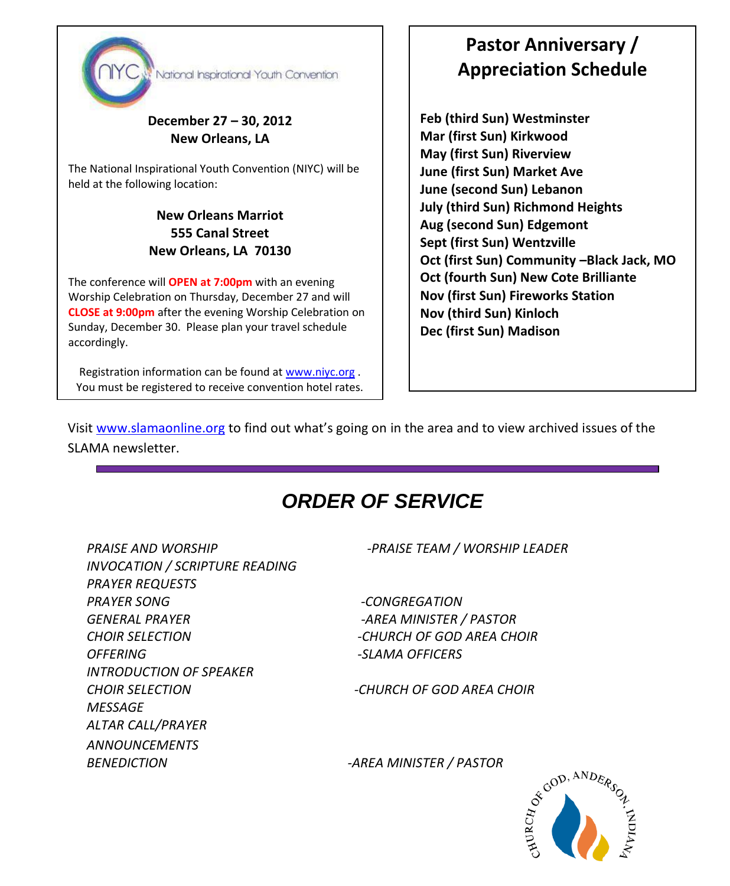NIYC National Inspirational Youth Convention

**December 27 – 30, 2012**
**New Orleans, LA**

The National Inspirational Youth Convention (NIYC) will be held at the following location:

**New Orleans Marriot**
**555 Canal Street**
**New Orleans, LA 70130**

The conference will **OPEN at 7:00pm** with an evening Worship Celebration on Thursday, December 27 and will **CLOSE at 9:00pm** after the evening Worship Celebration on Sunday, December 30. Please plan your travel schedule accordingly.

Registration information can be found at www.niyc.org . You must be registered to receive convention hotel rates.

## Pastor Anniversary / Appreciation Schedule

**Feb (third Sun) Westminster**
**Mar (first Sun) Kirkwood**
**May (first Sun) Riverview**
**June (first Sun) Market Ave**
**June (second Sun) Lebanon**
**July (third Sun) Richmond Heights**
**Aug (second Sun) Edgemont**
**Sept (first Sun) Wentzville**
**Oct (first Sun) Community –Black Jack, MO**
**Oct (fourth Sun) New Cote Brilliante**
**Nov (first Sun) Fireworks Station**
**Nov (third Sun) Kinloch**
**Dec (first Sun) Madison**

Visit www.slamaonline.org to find out what's going on in the area and to view archived issues of the SLAMA newsletter.

---

## *ORDER OF SERVICE*

| | |
|---|---|
| *PRAISE AND WORSHIP* | *-PRAISE TEAM / WORSHIP LEADER* |
| *INVOCATION / SCRIPTURE READING* | |
| *PRAYER REQUESTS* | |
| *PRAYER SONG* | *-CONGREGATION* |
| *GENERAL PRAYER* | *-AREA MINISTER / PASTOR* |
| *CHOIR SELECTION* | *-CHURCH OF GOD AREA CHOIR* |
| *OFFERING* | *-SLAMA OFFICERS* |
| *INTRODUCTION OF SPEAKER* | |
| *CHOIR SELECTION* | *-CHURCH OF GOD AREA CHOIR* |
| *MESSAGE* | |
| *ALTAR CALL/PRAYER* | |
| *ANNOUNCEMENTS* | |
| *BENEDICTION* | *-AREA MINISTER / PASTOR* |

CHURCH OF GOD, ANDERSON, INDIANA